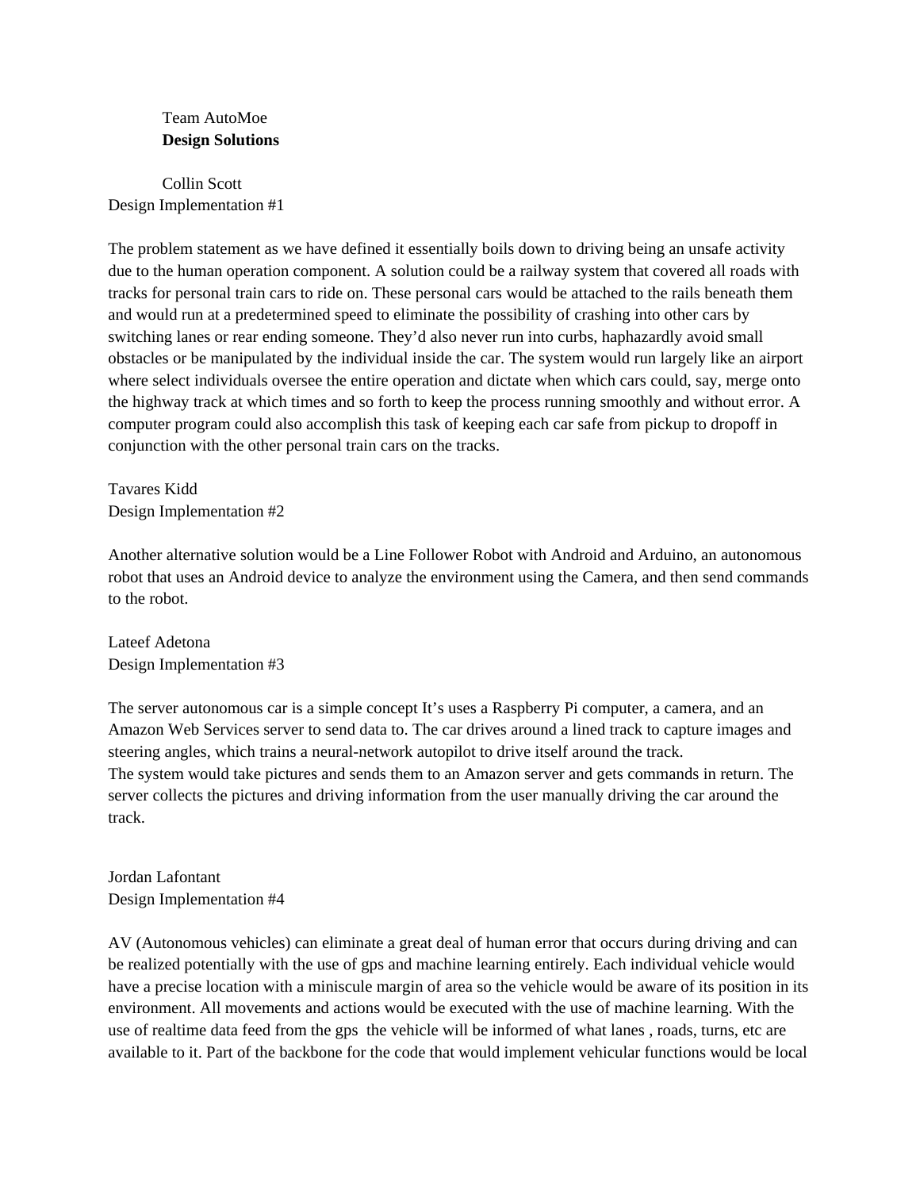Team AutoMoe

**Design Solutions**

Collin Scott

Design Implementation #1

The problem statement as we have defined it essentially boils down to driving being an unsafe activity due to the human operation component. A solution could be a railway system that covered all roads with tracks for personal train cars to ride on. These personal cars would be attached to the rails beneath them and would run at a predetermined speed to eliminate the possibility of crashing into other cars by switching lanes or rear ending someone. They'd also never run into curbs, haphazardly avoid small obstacles or be manipulated by the individual inside the car. The system would run largely like an airport where select individuals oversee the entire operation and dictate when which cars could, say, merge onto the highway track at which times and so forth to keep the process running smoothly and without error. A computer program could also accomplish this task of keeping each car safe from pickup to dropoff in conjunction with the other personal train cars on the tracks.

Tavares Kidd

Design Implementation #2

Another alternative solution would be a Line Follower Robot with Android and Arduino, an autonomous robot that uses an Android device to analyze the environment using the Camera, and then send commands to the robot.

Lateef Adetona

Design Implementation #3

The server autonomous car is a simple concept It's uses a Raspberry Pi computer, a camera, and an Amazon Web Services server to send data to. The car drives around a lined track to capture images and steering angles, which trains a neural-network autopilot to drive itself around the track.
The system would take pictures and sends them to an Amazon server and gets commands in return. The server collects the pictures and driving information from the user manually driving the car around the track.

Jordan Lafontant

Design Implementation #4

AV (Autonomous vehicles) can eliminate a great deal of human error that occurs during driving and can be realized potentially with the use of gps and machine learning entirely. Each individual vehicle would have a precise location with a miniscule margin of area so the vehicle would be aware of its position in its environment. All movements and actions would be executed with the use of machine learning. With the use of realtime data feed from the gps the vehicle will be informed of what lanes , roads, turns, etc are available to it. Part of the backbone for the code that would implement vehicular functions would be local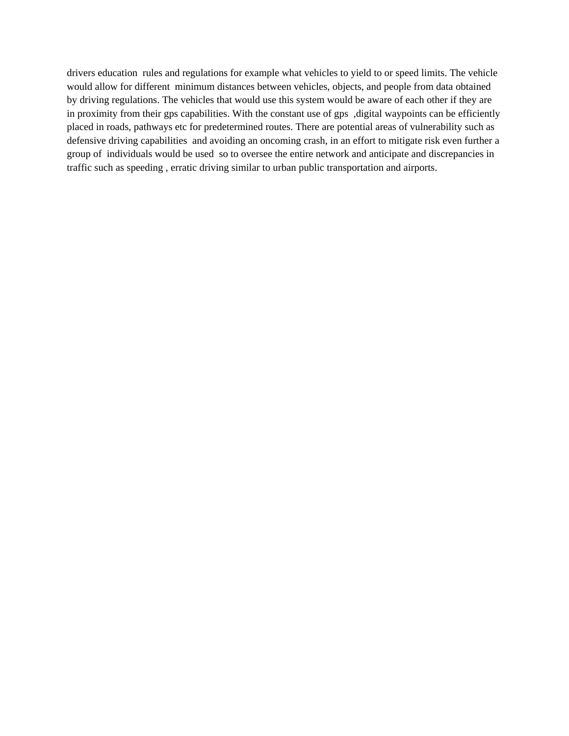drivers education rules and regulations for example what vehicles to yield to or speed limits. The vehicle would allow for different minimum distances between vehicles, objects, and people from data obtained by driving regulations. The vehicles that would use this system would be aware of each other if they are in proximity from their gps capabilities. With the constant use of gps ,digital waypoints can be efficiently placed in roads, pathways etc for predetermined routes. There are potential areas of vulnerability such as defensive driving capabilities and avoiding an oncoming crash, in an effort to mitigate risk even further a group of individuals would be used so to oversee the entire network and anticipate and discrepancies in traffic such as speeding , erratic driving similar to urban public transportation and airports.